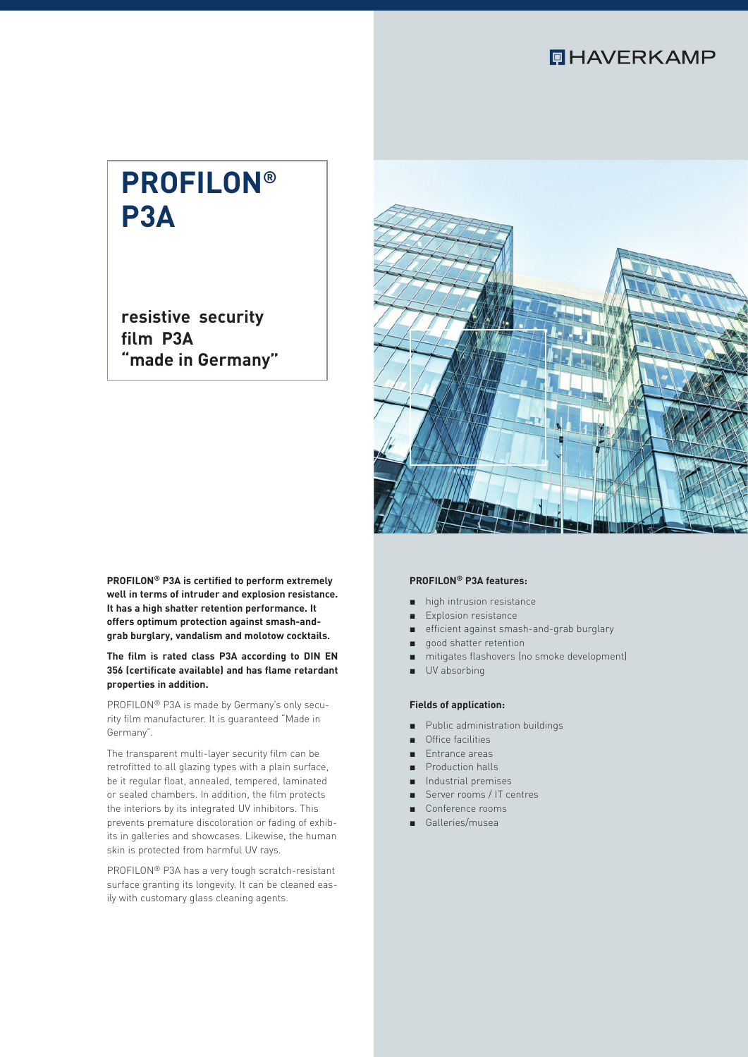HAVERKAMP

# PROFILON® P3A

## resistive security film P3A "made in Germany"

**PROFILON® P3A is certified to perform extremely well in terms of intruder and explosion resistance. It has a high shatter retention performance. It offers optimum protection against smash-and-grab burglary, vandalism and molotow cocktails.**

**The film is rated class P3A according to DIN EN 356 (certificate available) and has flame retardant properties in addition.**

PROFILON® P3A is made by Germany's only security film manufacturer. It is guaranteed "Made in Germany".

The transparent multi-layer security film can be retrofitted to all glazing types with a plain surface, be it regular float, annealed, tempered, laminated or sealed chambers. In addition, the film protects the interiors by its integrated UV inhibitors. This prevents premature discoloration or fading of exhibits in galleries and showcases. Likewise, the human skin is protected from harmful UV rays.

PROFILON® P3A has a very tough scratch-resistant surface granting its longevity. It can be cleaned easily with customary glass cleaning agents.

**PROFILON® P3A features:**

- high intrusion resistance
- Explosion resistance
- efficient against smash-and-grab burglary
- good shatter retention
- mitigates flashovers (no smoke development)
- UV absorbing

**Fields of application:**

- Public administration buildings
- Office facilities
- Entrance areas
- Production halls
- Industrial premises
- Server rooms / IT centres
- Conference rooms
- Galleries/musea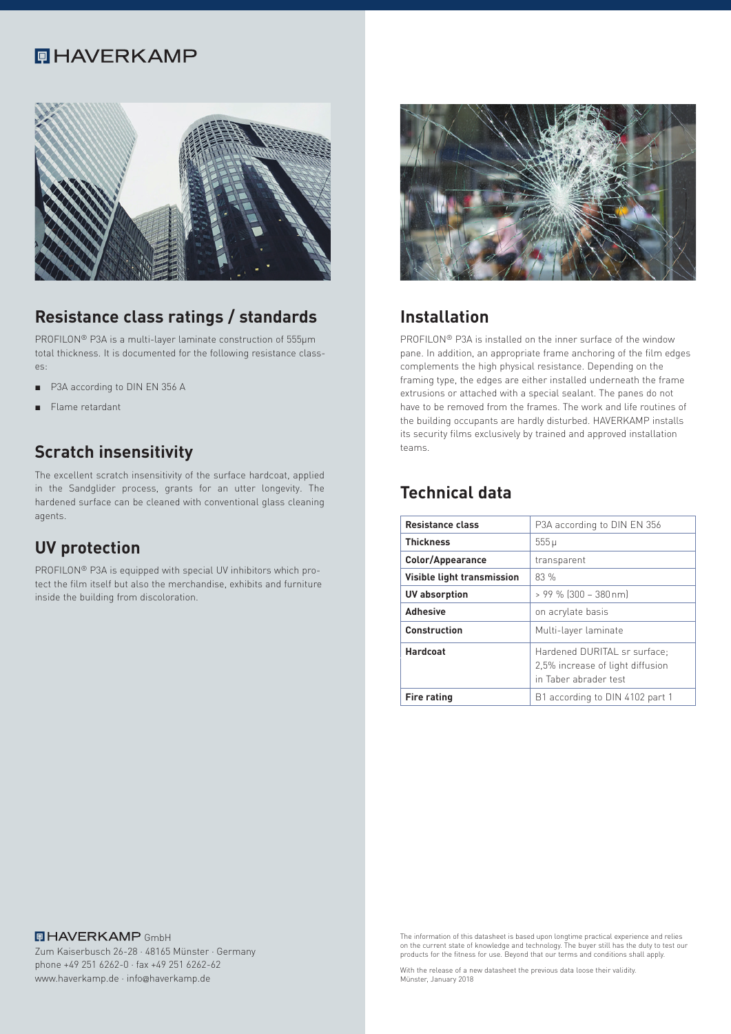# HAVERKAMP

## Resistance class ratings / standards

PROFILON® P3A is a multi-layer laminate construction of 555µm total thickness. It is documented for the following resistance classes:

- P3A according to DIN EN 356 A
- Flame retardant

## Scratch insensitivity

The excellent scratch insensitivity of the surface hardcoat, applied in the Sandglider process, grants for an utter longevity. The hardened surface can be cleaned with conventional glass cleaning agents.

## UV protection

PROFILON® P3A is equipped with special UV inhibitors which protect the film itself but also the merchandise, exhibits and furniture inside the building from discoloration.

## Installation

PROFILON® P3A is installed on the inner surface of the window pane. In addition, an appropriate frame anchoring of the film edges complements the high physical resistance. Depending on the framing type, the edges are either installed underneath the frame extrusions or attached with a special sealant. The panes do not have to be removed from the frames. The work and life routines of the building occupants are hardly disturbed. HAVERKAMP installs its security films exclusively by trained and approved installation teams.

## Technical data

| | |
|---|---|
| **Resistance class** | P3A according to DIN EN 356 |
| **Thickness** | 555 µ |
| **Color/Appearance** | transparent |
| **Visible light transmission** | 83 % |
| **UV absorption** | > 99 % (300 – 380 nm) |
| **Adhesive** | on acrylate basis |
| **Construction** | Multi-layer laminate |
| **Hardcoat** | Hardened DURITAL sr surface; 2,5% increase of light diffusion in Taber abrader test |
| **Fire rating** | B1 according to DIN 4102 part 1 |

**HAVERKAMP** GmbH
Zum Kaiserbusch 26-28 · 48165 Münster · Germany
phone +49 251 6262-0 · fax +49 251 6262-62
www.haverkamp.de · info@haverkamp.de

The information of this datasheet is based upon longtime practical experience and relies on the current state of knowledge and technology. The buyer still has the duty to test our products for the fitness for use. Beyond that our terms and conditions shall apply.

With the release of a new datasheet the previous data loose their validity.
Münster, January 2018